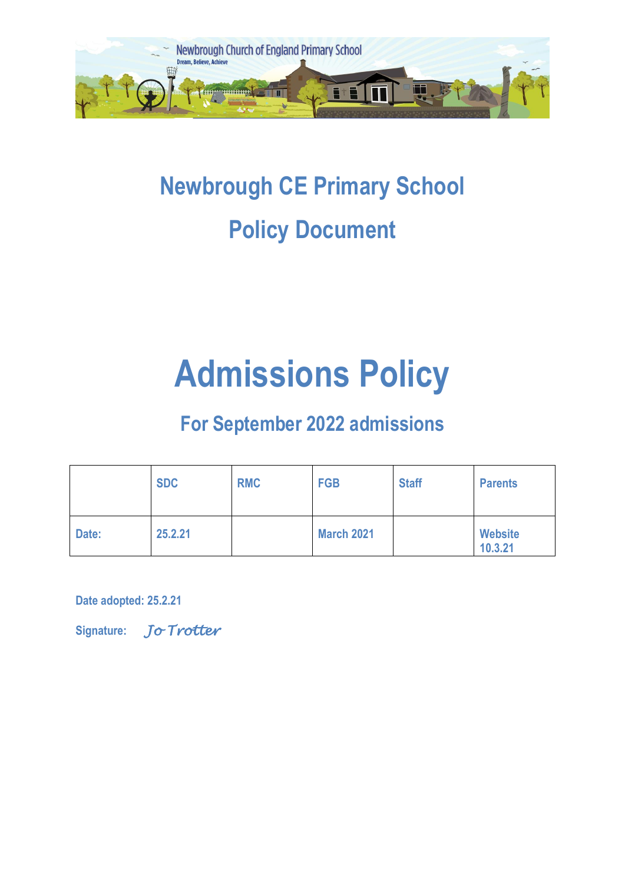# Newbrough CE Primary School

# Policy Document

# Admissions Policy

## For September 2022 admissions

| | SDC | RMC | FGB | Staff | Parents |
|---|---|---|---|---|---|
| Date: | 25.2.21 | | March 2021 | | Website 10.3.21 |

**Date adopted: 25.2.21**

**Signature:** *Jo Trotter*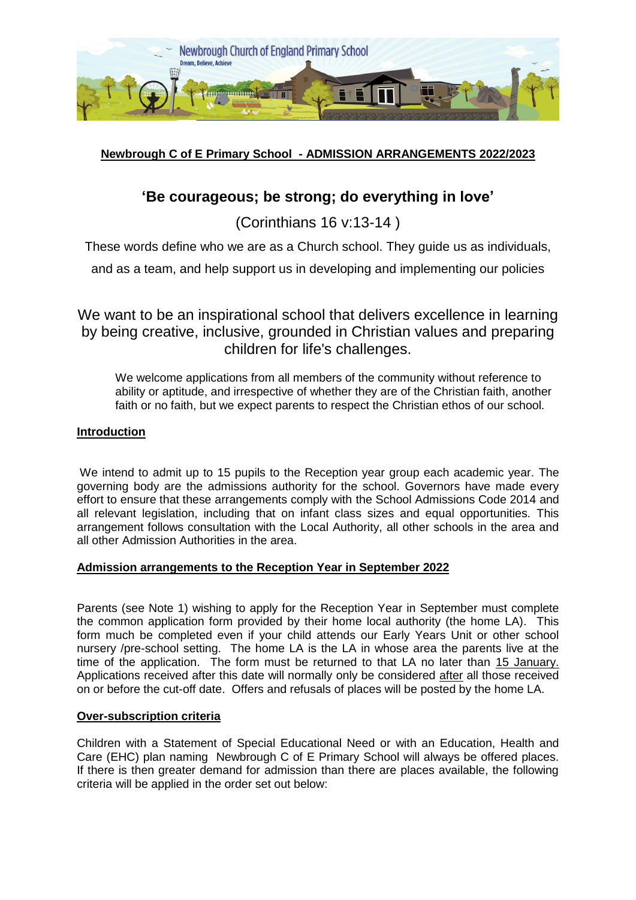**Newbrough C of E Primary School - ADMISSION ARRANGEMENTS 2022/2023**

# 'Be courageous; be strong; do everything in love'

(Corinthians 16 v:13-14 )

These words define who we are as a Church school. They guide us as individuals, and as a team, and help support us in developing and implementing our policies

We want to be an inspirational school that delivers excellence in learning by being creative, inclusive, grounded in Christian values and preparing children for life's challenges.

We welcome applications from all members of the community without reference to ability or aptitude, and irrespective of whether they are of the Christian faith, another faith or no faith, but we expect parents to respect the Christian ethos of our school.

## Introduction

We intend to admit up to 15 pupils to the Reception year group each academic year. The governing body are the admissions authority for the school. Governors have made every effort to ensure that these arrangements comply with the School Admissions Code 2014 and all relevant legislation, including that on infant class sizes and equal opportunities. This arrangement follows consultation with the Local Authority, all other schools in the area and all other Admission Authorities in the area.

## Admission arrangements to the Reception Year in September 2022

Parents (see Note 1) wishing to apply for the Reception Year in September must complete the common application form provided by their home local authority (the home LA). This form much be completed even if your child attends our Early Years Unit or other school nursery /pre-school setting. The home LA is the LA in whose area the parents live at the time of the application. The form must be returned to that LA no later than 15 January. Applications received after this date will normally only be considered after all those received on or before the cut-off date. Offers and refusals of places will be posted by the home LA.

## Over-subscription criteria

Children with a Statement of Special Educational Need or with an Education, Health and Care (EHC) plan naming Newbrough C of E Primary School will always be offered places. If there is then greater demand for admission than there are places available, the following criteria will be applied in the order set out below: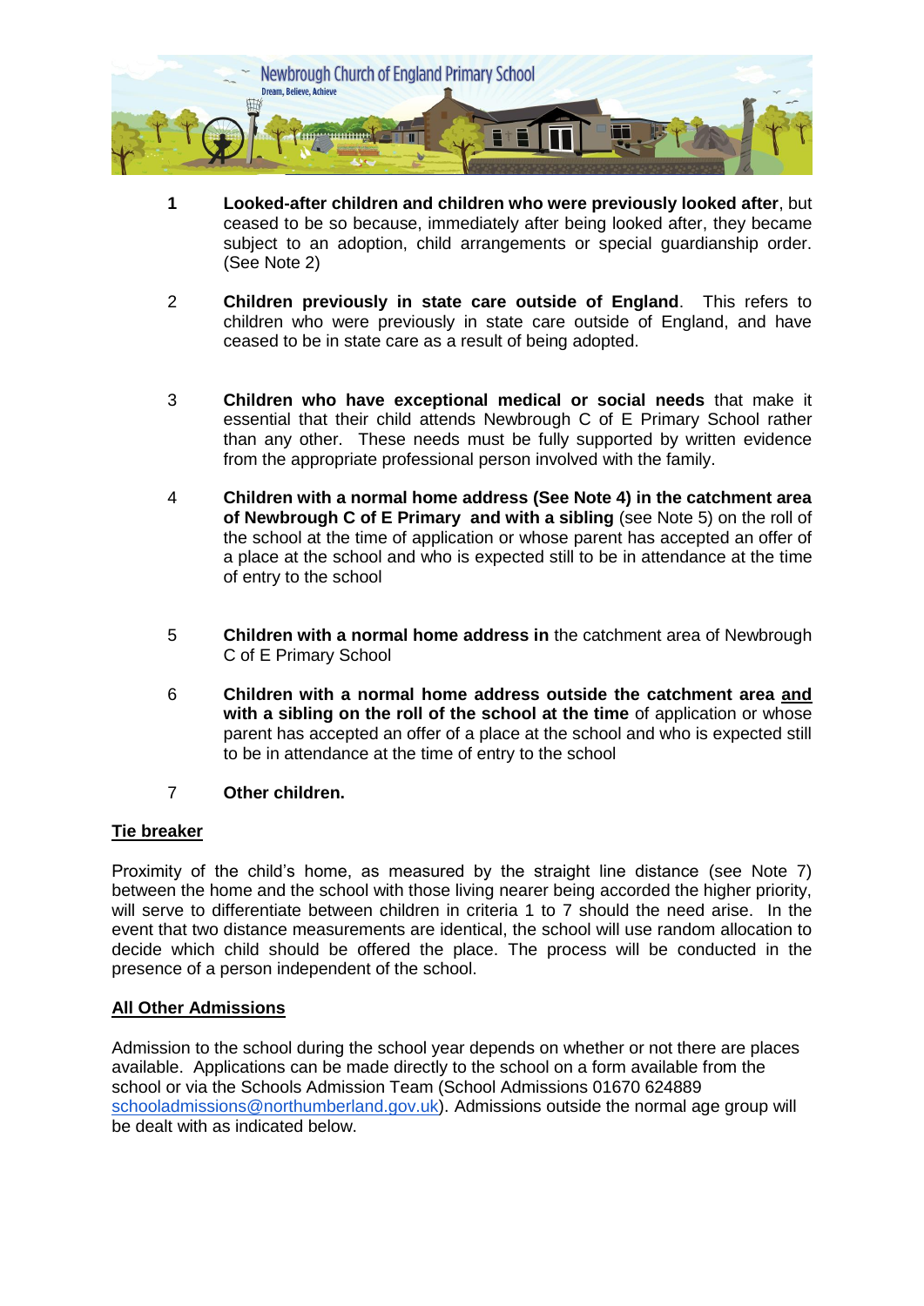1 **Looked-after children and children who were previously looked after**, but ceased to be so because, immediately after being looked after, they became subject to an adoption, child arrangements or special guardianship order. (See Note 2)

2 **Children previously in state care outside of England**. This refers to children who were previously in state care outside of England, and have ceased to be in state care as a result of being adopted.

3 **Children who have exceptional medical or social needs** that make it essential that their child attends Newbrough C of E Primary School rather than any other. These needs must be fully supported by written evidence from the appropriate professional person involved with the family.

4 **Children with a normal home address (See Note 4) in the catchment area of Newbrough C of E Primary and with a sibling** (see Note 5) on the roll of the school at the time of application or whose parent has accepted an offer of a place at the school and who is expected still to be in attendance at the time of entry to the school

5 **Children with a normal home address in** the catchment area of Newbrough C of E Primary School

6 **Children with a normal home address outside the catchment area <u>and</u> with a sibling on the roll of the school at the time** of application or whose parent has accepted an offer of a place at the school and who is expected still to be in attendance at the time of entry to the school

7 **Other children.**

**<u>Tie breaker</u>**

Proximity of the child's home, as measured by the straight line distance (see Note 7) between the home and the school with those living nearer being accorded the higher priority, will serve to differentiate between children in criteria 1 to 7 should the need arise. In the event that two distance measurements are identical, the school will use random allocation to decide which child should be offered the place. The process will be conducted in the presence of a person independent of the school.

**<u>All Other Admissions</u>**

Admission to the school during the school year depends on whether or not there are places available. Applications can be made directly to the school on a form available from the school or via the Schools Admission Team (School Admissions 01670 624889 schooladmissions@northumberland.gov.uk). Admissions outside the normal age group will be dealt with as indicated below.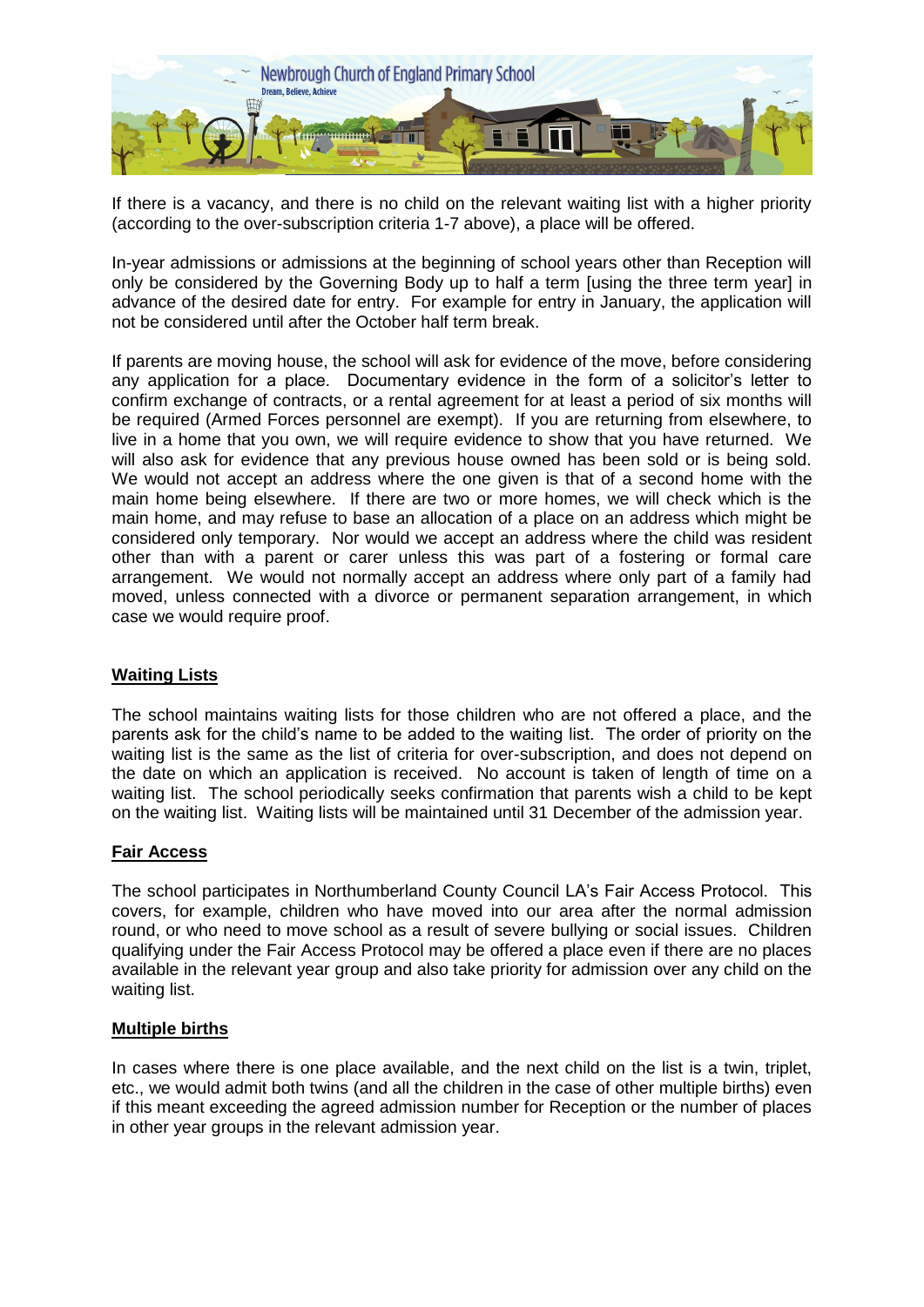If there is a vacancy, and there is no child on the relevant waiting list with a higher priority (according to the over-subscription criteria 1-7 above), a place will be offered.

In-year admissions or admissions at the beginning of school years other than Reception will only be considered by the Governing Body up to half a term [using the three term year] in advance of the desired date for entry. For example for entry in January, the application will not be considered until after the October half term break.

If parents are moving house, the school will ask for evidence of the move, before considering any application for a place. Documentary evidence in the form of a solicitor's letter to confirm exchange of contracts, or a rental agreement for at least a period of six months will be required (Armed Forces personnel are exempt). If you are returning from elsewhere, to live in a home that you own, we will require evidence to show that you have returned. We will also ask for evidence that any previous house owned has been sold or is being sold. We would not accept an address where the one given is that of a second home with the main home being elsewhere. If there are two or more homes, we will check which is the main home, and may refuse to base an allocation of a place on an address which might be considered only temporary. Nor would we accept an address where the child was resident other than with a parent or carer unless this was part of a fostering or formal care arrangement. We would not normally accept an address where only part of a family had moved, unless connected with a divorce or permanent separation arrangement, in which case we would require proof.

## Waiting Lists

The school maintains waiting lists for those children who are not offered a place, and the parents ask for the child's name to be added to the waiting list. The order of priority on the waiting list is the same as the list of criteria for over-subscription, and does not depend on the date on which an application is received. No account is taken of length of time on a waiting list. The school periodically seeks confirmation that parents wish a child to be kept on the waiting list. Waiting lists will be maintained until 31 December of the admission year.

## Fair Access

The school participates in Northumberland County Council LA's Fair Access Protocol. This covers, for example, children who have moved into our area after the normal admission round, or who need to move school as a result of severe bullying or social issues. Children qualifying under the Fair Access Protocol may be offered a place even if there are no places available in the relevant year group and also take priority for admission over any child on the waiting list.

## Multiple births

In cases where there is one place available, and the next child on the list is a twin, triplet, etc., we would admit both twins (and all the children in the case of other multiple births) even if this meant exceeding the agreed admission number for Reception or the number of places in other year groups in the relevant admission year.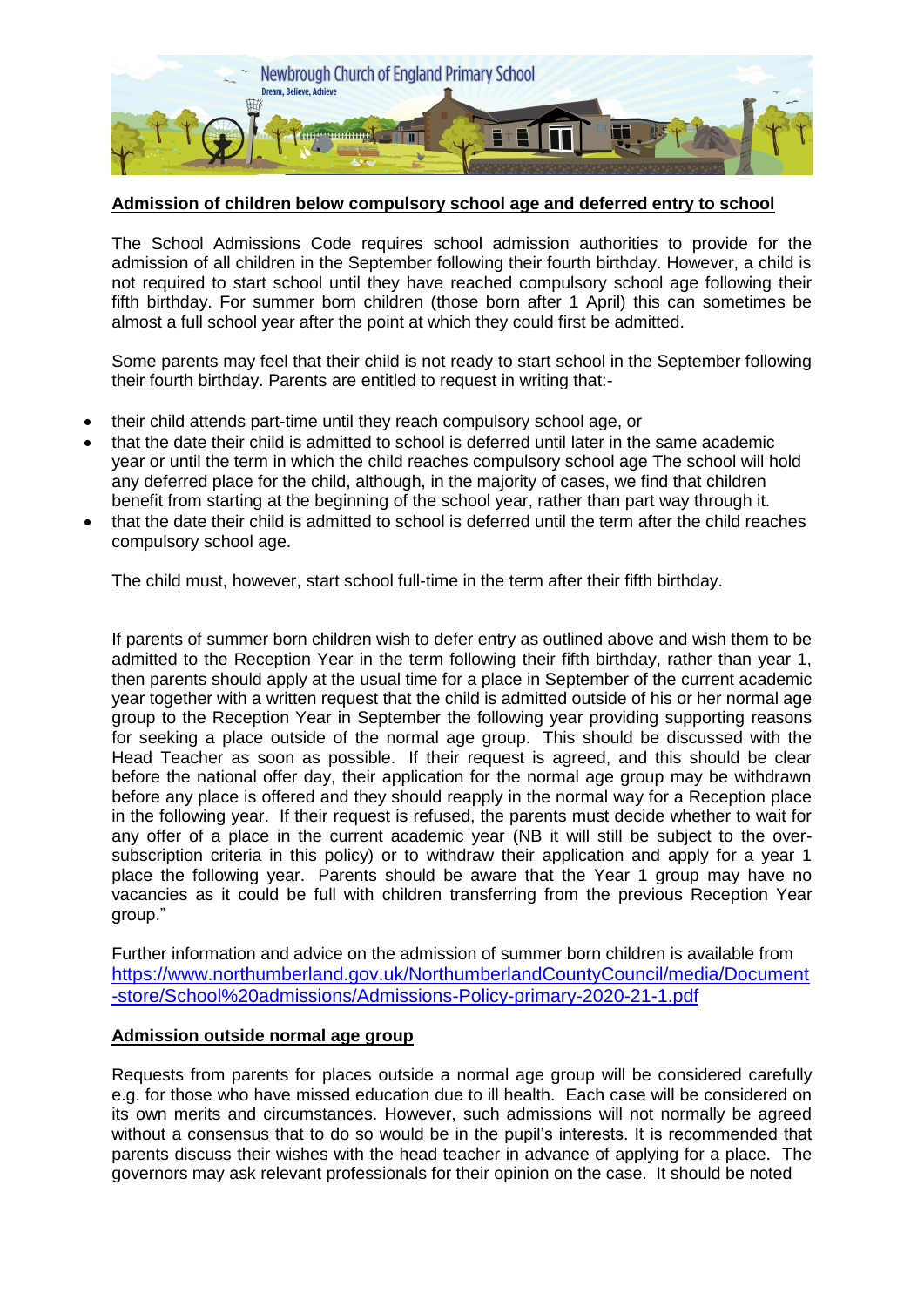## Admission of children below compulsory school age and deferred entry to school

The School Admissions Code requires school admission authorities to provide for the admission of all children in the September following their fourth birthday. However, a child is not required to start school until they have reached compulsory school age following their fifth birthday. For summer born children (those born after 1 April) this can sometimes be almost a full school year after the point at which they could first be admitted.

Some parents may feel that their child is not ready to start school in the September following their fourth birthday. Parents are entitled to request in writing that:-

- their child attends part-time until they reach compulsory school age, or
- that the date their child is admitted to school is deferred until later in the same academic year or until the term in which the child reaches compulsory school age The school will hold any deferred place for the child, although, in the majority of cases, we find that children benefit from starting at the beginning of the school year, rather than part way through it.
- that the date their child is admitted to school is deferred until the term after the child reaches compulsory school age.

The child must, however, start school full-time in the term after their fifth birthday.

If parents of summer born children wish to defer entry as outlined above and wish them to be admitted to the Reception Year in the term following their fifth birthday, rather than year 1, then parents should apply at the usual time for a place in September of the current academic year together with a written request that the child is admitted outside of his or her normal age group to the Reception Year in September the following year providing supporting reasons for seeking a place outside of the normal age group. This should be discussed with the Head Teacher as soon as possible. If their request is agreed, and this should be clear before the national offer day, their application for the normal age group may be withdrawn before any place is offered and they should reapply in the normal way for a Reception place in the following year. If their request is refused, the parents must decide whether to wait for any offer of a place in the current academic year (NB it will still be subject to the over-subscription criteria in this policy) or to withdraw their application and apply for a year 1 place the following year. Parents should be aware that the Year 1 group may have no vacancies as it could be full with children transferring from the previous Reception Year group."

Further information and advice on the admission of summer born children is available from https://www.northumberland.gov.uk/NorthumberlandCountyCouncil/media/Document-store/School%20admissions/Admissions-Policy-primary-2020-21-1.pdf

## Admission outside normal age group

Requests from parents for places outside a normal age group will be considered carefully e.g. for those who have missed education due to ill health. Each case will be considered on its own merits and circumstances. However, such admissions will not normally be agreed without a consensus that to do so would be in the pupil's interests. It is recommended that parents discuss their wishes with the head teacher in advance of applying for a place. The governors may ask relevant professionals for their opinion on the case. It should be noted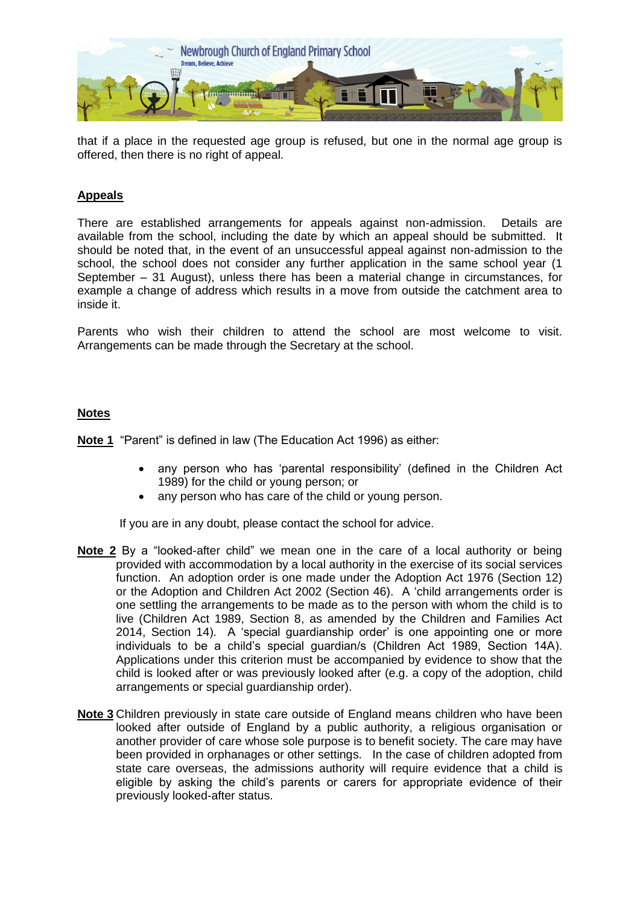that if a place in the requested age group is refused, but one in the normal age group is offered, then there is no right of appeal.

## Appeals

There are established arrangements for appeals against non-admission. Details are available from the school, including the date by which an appeal should be submitted. It should be noted that, in the event of an unsuccessful appeal against non-admission to the school, the school does not consider any further application in the same school year (1 September – 31 August), unless there has been a material change in circumstances, for example a change of address which results in a move from outside the catchment area to inside it.

Parents who wish their children to attend the school are most welcome to visit. Arrangements can be made through the Secretary at the school.

## Notes

**Note 1** "Parent" is defined in law (The Education Act 1996) as either:

- any person who has 'parental responsibility' (defined in the Children Act 1989) for the child or young person; or
- any person who has care of the child or young person.

If you are in any doubt, please contact the school for advice.

**Note 2** By a "looked-after child" we mean one in the care of a local authority or being provided with accommodation by a local authority in the exercise of its social services function. An adoption order is one made under the Adoption Act 1976 (Section 12) or the Adoption and Children Act 2002 (Section 46). A 'child arrangements order is one settling the arrangements to be made as to the person with whom the child is to live (Children Act 1989, Section 8, as amended by the Children and Families Act 2014, Section 14). A 'special guardianship order' is one appointing one or more individuals to be a child's special guardian/s (Children Act 1989, Section 14A). Applications under this criterion must be accompanied by evidence to show that the child is looked after or was previously looked after (e.g. a copy of the adoption, child arrangements or special guardianship order).

**Note 3** Children previously in state care outside of England means children who have been looked after outside of England by a public authority, a religious organisation or another provider of care whose sole purpose is to benefit society. The care may have been provided in orphanages or other settings. In the case of children adopted from state care overseas, the admissions authority will require evidence that a child is eligible by asking the child's parents or carers for appropriate evidence of their previously looked-after status.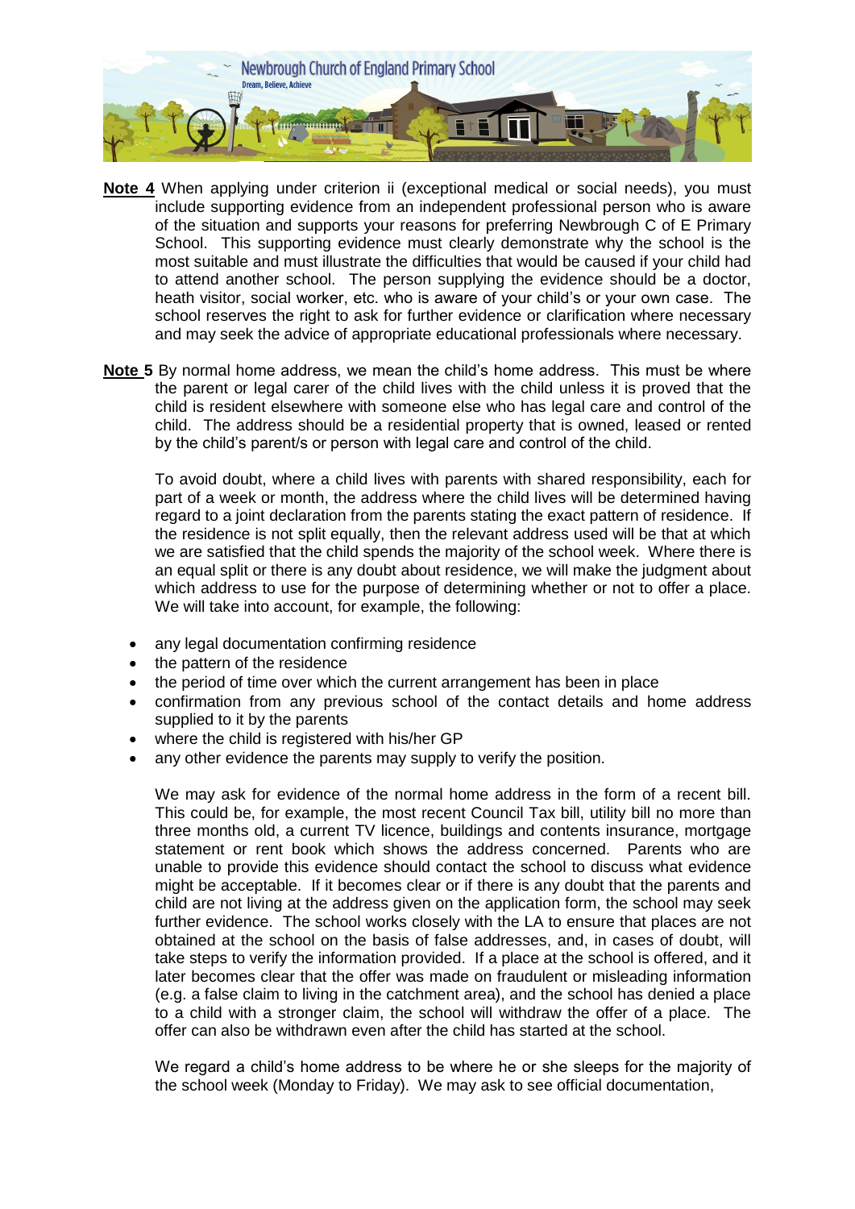**Note 4** When applying under criterion ii (exceptional medical or social needs), you must include supporting evidence from an independent professional person who is aware of the situation and supports your reasons for preferring Newbrough C of E Primary School. This supporting evidence must clearly demonstrate why the school is the most suitable and must illustrate the difficulties that would be caused if your child had to attend another school. The person supplying the evidence should be a doctor, heath visitor, social worker, etc. who is aware of your child's or your own case. The school reserves the right to ask for further evidence or clarification where necessary and may seek the advice of appropriate educational professionals where necessary.

**Note 5** By normal home address, we mean the child's home address. This must be where the parent or legal carer of the child lives with the child unless it is proved that the child is resident elsewhere with someone else who has legal care and control of the child. The address should be a residential property that is owned, leased or rented by the child's parent/s or person with legal care and control of the child.

To avoid doubt, where a child lives with parents with shared responsibility, each for part of a week or month, the address where the child lives will be determined having regard to a joint declaration from the parents stating the exact pattern of residence. If the residence is not split equally, then the relevant address used will be that at which we are satisfied that the child spends the majority of the school week. Where there is an equal split or there is any doubt about residence, we will make the judgment about which address to use for the purpose of determining whether or not to offer a place. We will take into account, for example, the following:

- any legal documentation confirming residence
- the pattern of the residence
- the period of time over which the current arrangement has been in place
- confirmation from any previous school of the contact details and home address supplied to it by the parents
- where the child is registered with his/her GP
- any other evidence the parents may supply to verify the position.

We may ask for evidence of the normal home address in the form of a recent bill. This could be, for example, the most recent Council Tax bill, utility bill no more than three months old, a current TV licence, buildings and contents insurance, mortgage statement or rent book which shows the address concerned. Parents who are unable to provide this evidence should contact the school to discuss what evidence might be acceptable. If it becomes clear or if there is any doubt that the parents and child are not living at the address given on the application form, the school may seek further evidence. The school works closely with the LA to ensure that places are not obtained at the school on the basis of false addresses, and, in cases of doubt, will take steps to verify the information provided. If a place at the school is offered, and it later becomes clear that the offer was made on fraudulent or misleading information (e.g. a false claim to living in the catchment area), and the school has denied a place to a child with a stronger claim, the school will withdraw the offer of a place. The offer can also be withdrawn even after the child has started at the school.

We regard a child's home address to be where he or she sleeps for the majority of the school week (Monday to Friday). We may ask to see official documentation,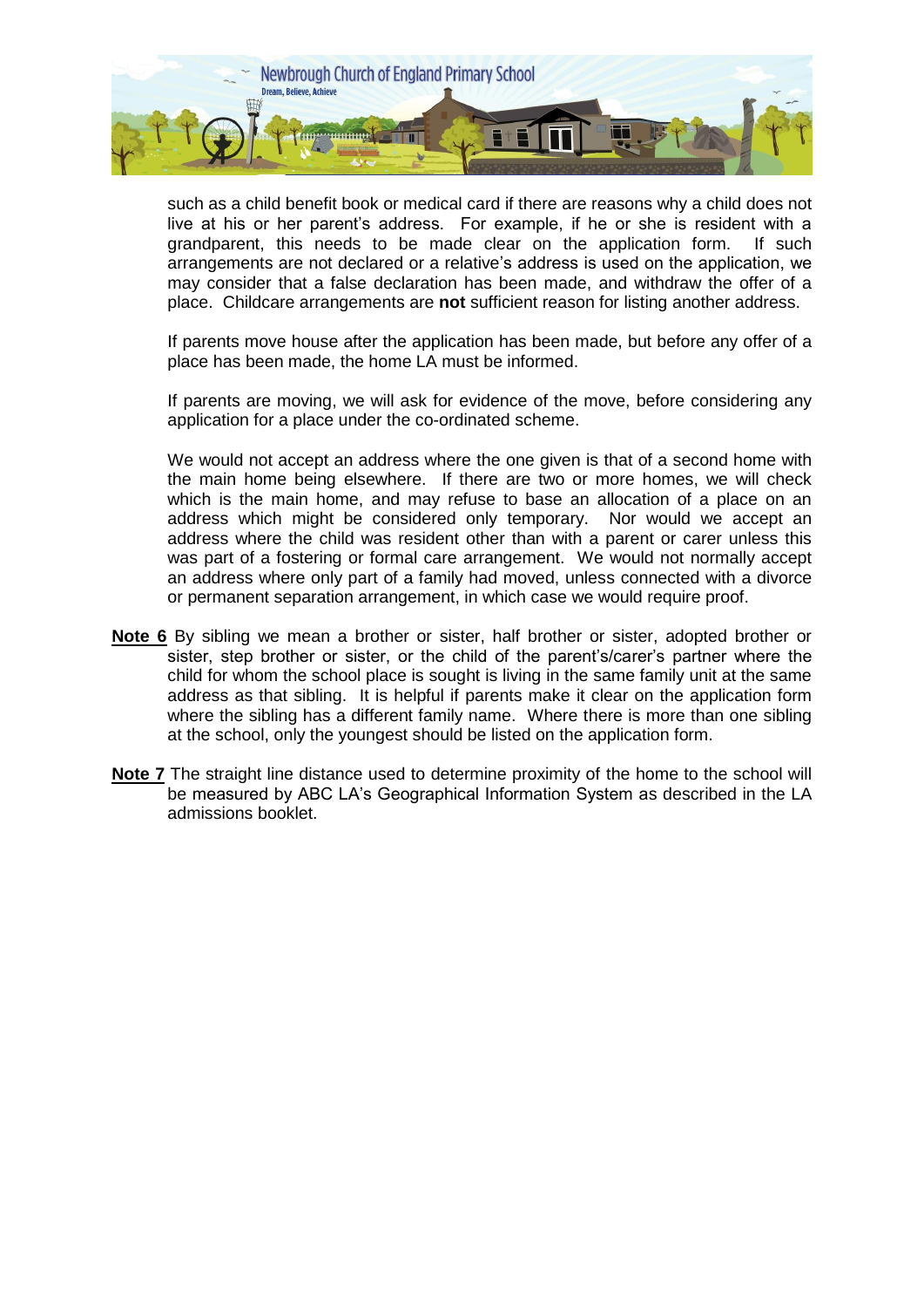such as a child benefit book or medical card if there are reasons why a child does not live at his or her parent's address. For example, if he or she is resident with a grandparent, this needs to be made clear on the application form. If such arrangements are not declared or a relative's address is used on the application, we may consider that a false declaration has been made, and withdraw the offer of a place. Childcare arrangements are **not** sufficient reason for listing another address.

If parents move house after the application has been made, but before any offer of a place has been made, the home LA must be informed.

If parents are moving, we will ask for evidence of the move, before considering any application for a place under the co-ordinated scheme.

We would not accept an address where the one given is that of a second home with the main home being elsewhere. If there are two or more homes, we will check which is the main home, and may refuse to base an allocation of a place on an address which might be considered only temporary. Nor would we accept an address where the child was resident other than with a parent or carer unless this was part of a fostering or formal care arrangement. We would not normally accept an address where only part of a family had moved, unless connected with a divorce or permanent separation arrangement, in which case we would require proof.

**Note 6** By sibling we mean a brother or sister, half brother or sister, adopted brother or sister, step brother or sister, or the child of the parent's/carer's partner where the child for whom the school place is sought is living in the same family unit at the same address as that sibling. It is helpful if parents make it clear on the application form where the sibling has a different family name. Where there is more than one sibling at the school, only the youngest should be listed on the application form.

**Note 7** The straight line distance used to determine proximity of the home to the school will be measured by ABC LA's Geographical Information System as described in the LA admissions booklet.